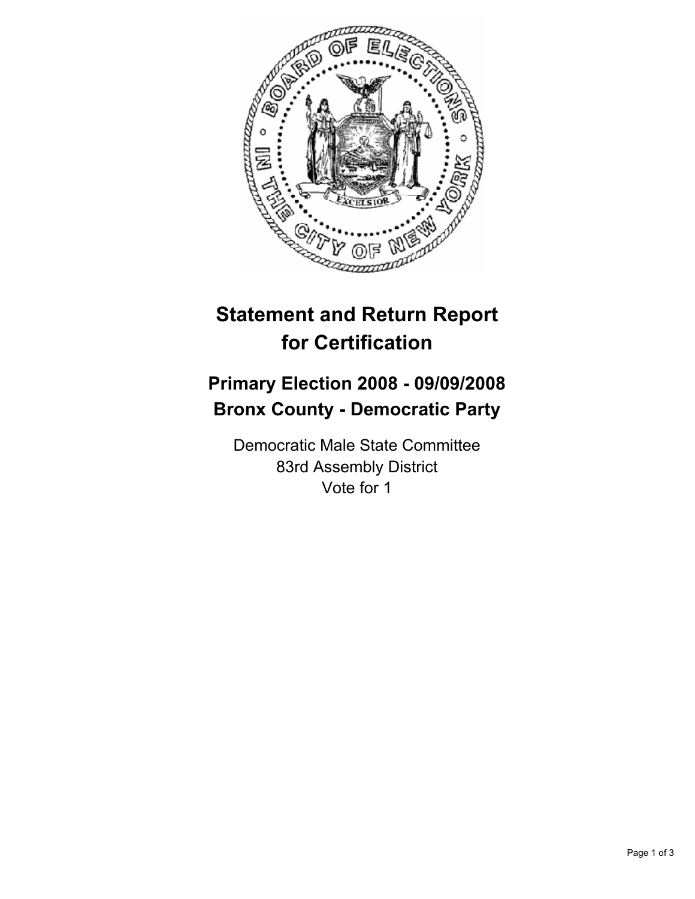# Statement and Return Report for Certification

## Primary Election 2008 - 09/09/2008
## Bronx County - Democratic Party

Democratic Male State Committee
83rd Assembly District
Vote for 1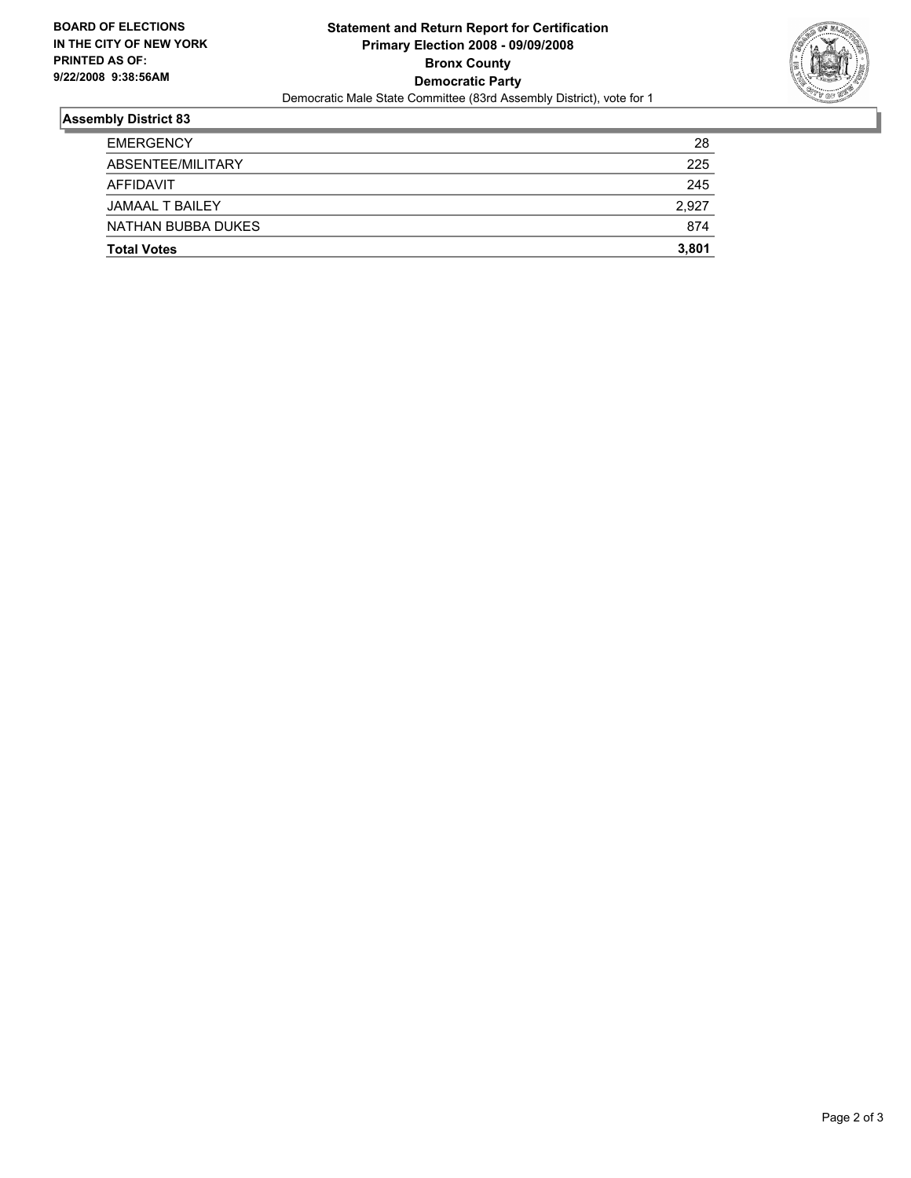**BOARD OF ELECTIONS IN THE CITY OF NEW YORK PRINTED AS OF: 9/22/2008 9:38:56AM**

# Statement and Return Report for Certification
## Primary Election 2008 - 09/09/2008
## Bronx County
## Democratic Party

Democratic Male State Committee (83rd Assembly District), vote for 1

### Assembly District 83

| | |
|---|---|
| EMERGENCY | 28 |
| ABSENTEE/MILITARY | 225 |
| AFFIDAVIT | 245 |
| JAMAAL T BAILEY | 2,927 |
| NATHAN BUBBA DUKES | 874 |
| **Total Votes** | **3,801** |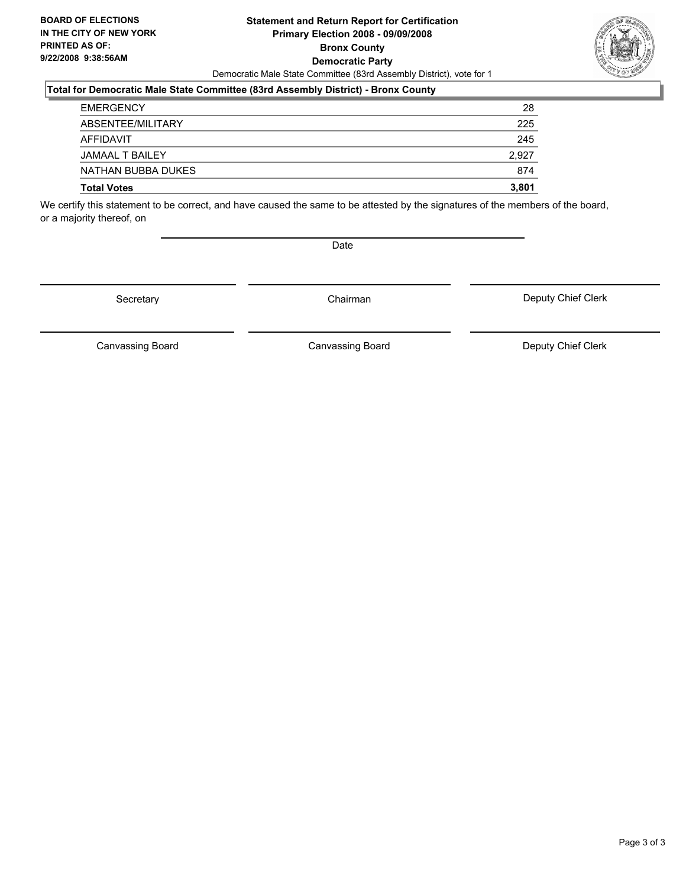**BOARD OF ELECTIONS IN THE CITY OF NEW YORK PRINTED AS OF: 9/22/2008 9:38:56AM**

**Statement and Return Report for Certification**
**Primary Election 2008 - 09/09/2008**
**Bronx County**
**Democratic Party**

Democratic Male State Committee (83rd Assembly District), vote for 1

**Total for Democratic Male State Committee (83rd Assembly District) - Bronx County**

| | |
|---|---|
| EMERGENCY | 28 |
| ABSENTEE/MILITARY | 225 |
| AFFIDAVIT | 245 |
| JAMAAL T BAILEY | 2,927 |
| NATHAN BUBBA DUKES | 874 |
| **Total Votes** | **3,801** |

We certify this statement to be correct, and have caused the same to be attested by the signatures of the members of the board, or a majority thereof, on

Date

| | | |
|---|---|---|
| Secretary | Chairman | Deputy Chief Clerk |
| Canvassing Board | Canvassing Board | Deputy Chief Clerk |